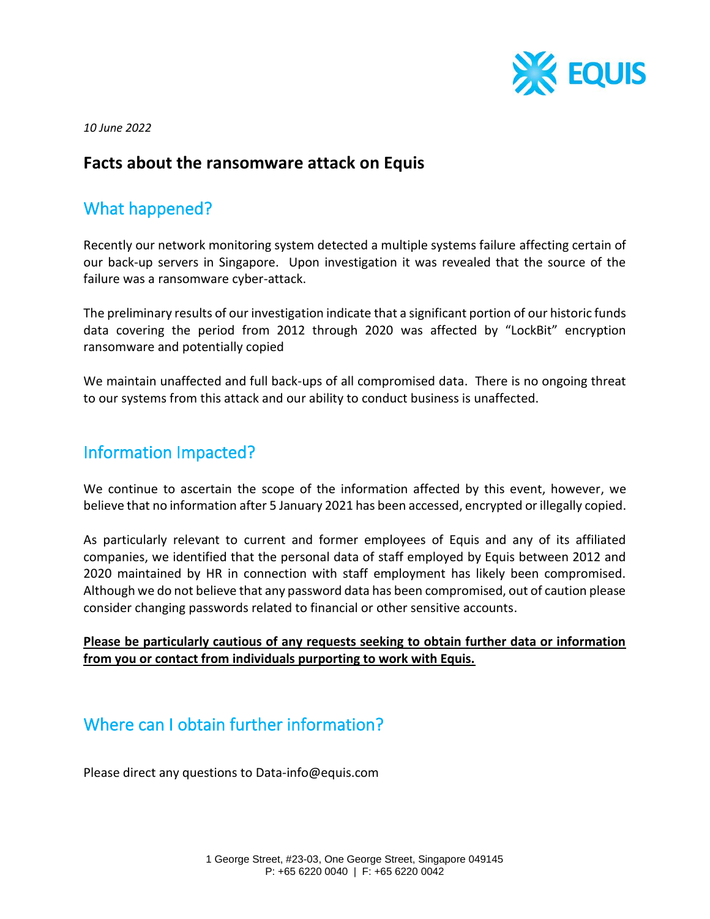*10 June 2022*

# Facts about the ransomware attack on Equis

## What happened?

Recently our network monitoring system detected a multiple systems failure affecting certain of our back-up servers in Singapore. Upon investigation it was revealed that the source of the failure was a ransomware cyber-attack.

The preliminary results of our investigation indicate that a significant portion of our historic funds data covering the period from 2012 through 2020 was affected by "LockBit" encryption ransomware and potentially copied

We maintain unaffected and full back-ups of all compromised data. There is no ongoing threat to our systems from this attack and our ability to conduct business is unaffected.

## Information Impacted?

We continue to ascertain the scope of the information affected by this event, however, we believe that no information after 5 January 2021 has been accessed, encrypted or illegally copied.

As particularly relevant to current and former employees of Equis and any of its affiliated companies, we identified that the personal data of staff employed by Equis between 2012 and 2020 maintained by HR in connection with staff employment has likely been compromised. Although we do not believe that any password data has been compromised, out of caution please consider changing passwords related to financial or other sensitive accounts.

<u>**Please be particularly cautious of any requests seeking to obtain further data or information from you or contact from individuals purporting to work with Equis.**</u>

## Where can I obtain further information?

Please direct any questions to Data-info@equis.com

1 George Street, #23-03, One George Street, Singapore 049145
P: +65 6220 0040 | F: +65 6220 0042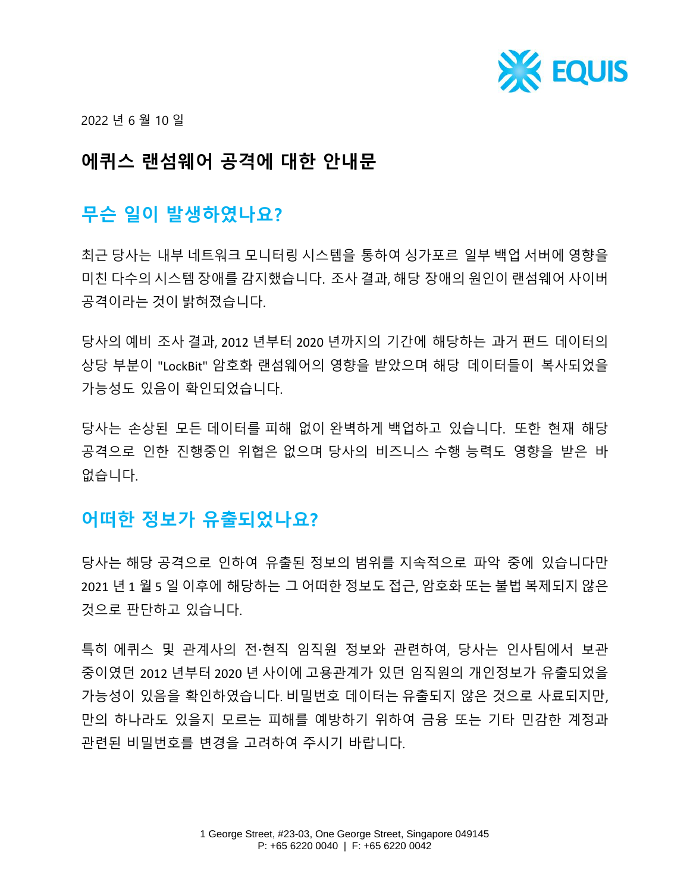2022 년 6 월 10 일

# 에퀴스 랜섬웨어 공격에 대한 안내문

## 무슨 일이 발생하였나요?

최근 당사는 내부 네트워크 모니터링 시스템을 통하여 싱가포르 일부 백업 서버에 영향을 미친 다수의 시스템 장애를 감지했습니다. 조사 결과, 해당 장애의 원인이 랜섬웨어 사이버 공격이라는 것이 밝혀졌습니다.

당사의 예비 조사 결과, 2012 년부터 2020 년까지의 기간에 해당하는 과거 펀드 데이터의 상당 부분이 "LockBit" 암호화 랜섬웨어의 영향을 받았으며 해당 데이터들이 복사되었을 가능성도 있음이 확인되었습니다.

당사는 손상된 모든 데이터를 피해 없이 완벽하게 백업하고 있습니다. 또한 현재 해당 공격으로 인한 진행중인 위협은 없으며 당사의 비즈니스 수행 능력도 영향을 받은 바 없습니다.

## 어떠한 정보가 유출되었나요?

당사는 해당 공격으로 인하여 유출된 정보의 범위를 지속적으로 파악 중에 있습니다만 2021 년 1 월 5 일 이후에 해당하는 그 어떠한 정보도 접근, 암호화 또는 불법 복제되지 않은 것으로 판단하고 있습니다.

특히 에퀴스 및 관계사의 전·현직 임직원 정보와 관련하여, 당사는 인사팀에서 보관 중이였던 2012 년부터 2020 년 사이에 고용관계가 있던 임직원의 개인정보가 유출되었을 가능성이 있음을 확인하였습니다. 비밀번호 데이터는 유출되지 않은 것으로 사료되지만, 만의 하나라도 있을지 모르는 피해를 예방하기 위하여 금융 또는 기타 민감한 계정과 관련된 비밀번호를 변경을 고려하여 주시기 바랍니다.

1 George Street, #23-03, One George Street, Singapore 049145
P: +65 6220 0040 | F: +65 6220 0042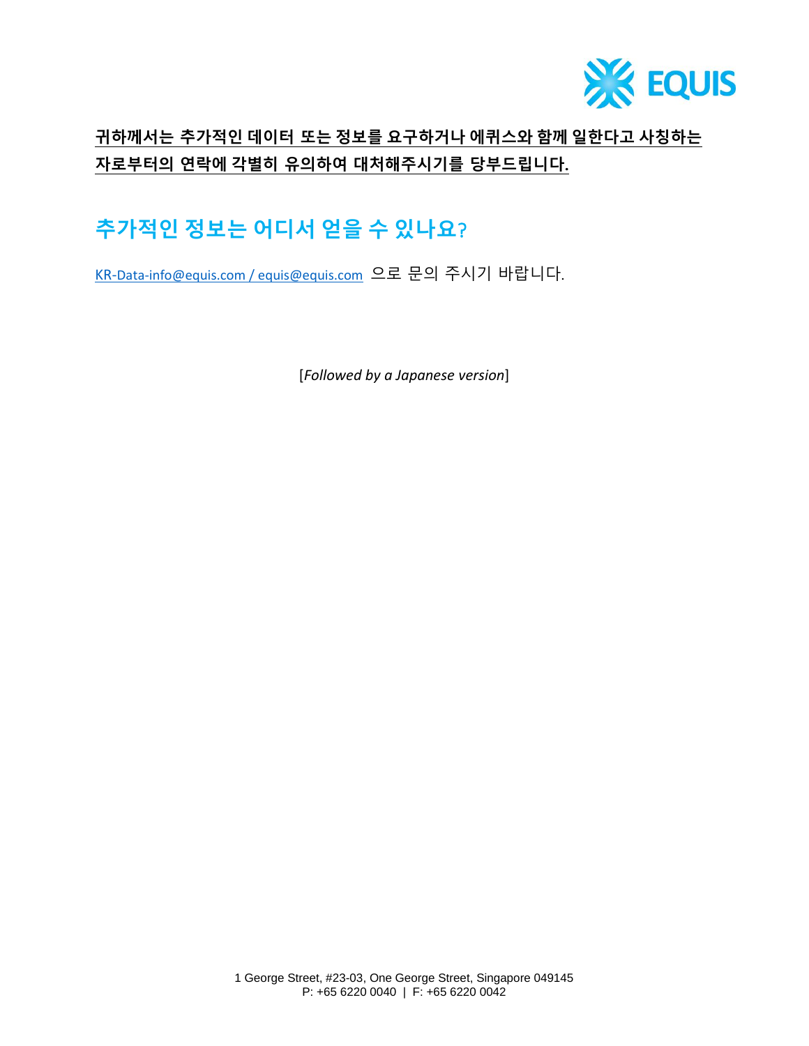**<u>귀하께서는 추가적인 데이터 또는 정보를 요구하거나 에퀴스와 함께 일한다고 사칭하는 자로부터의 연락에 각별히 유의하여 대처해주시기를 당부드립니다.</u>**

## 추가적인 정보는 어디서 얻을 수 있나요?

KR-Data-info@equis.com / equis@equis.com 으로 문의 주시기 바랍니다.

[*Followed by a Japanese version*]

1 George Street, #23-03, One George Street, Singapore 049145
P: +65 6220 0040 | F: +65 6220 0042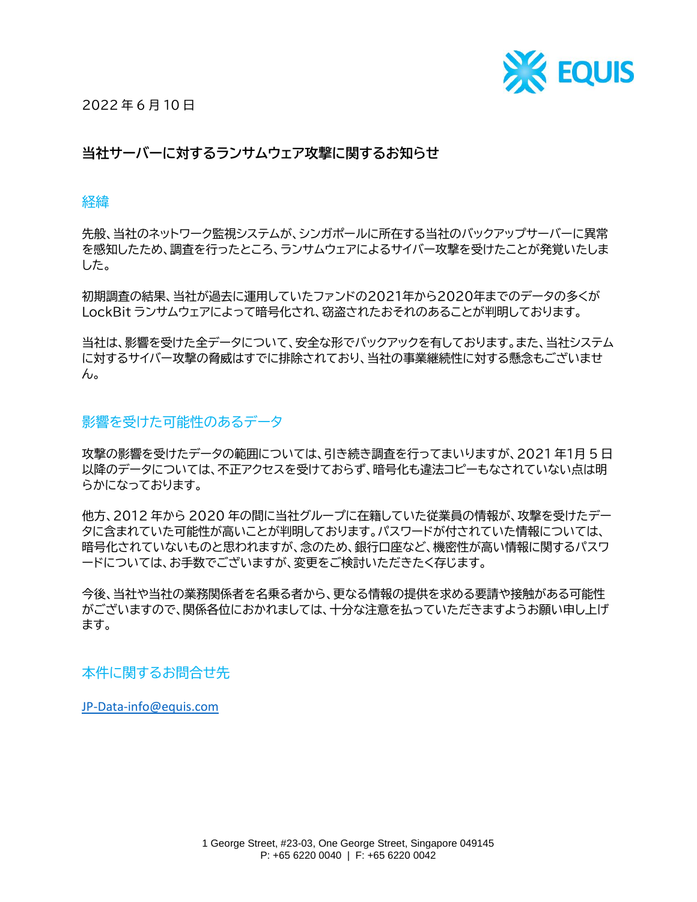2022 年 6 月 10 日

# 当社サーバーに対するランサムウェア攻撃に関するお知らせ

## 経緯

先般、当社のネットワーク監視システムが、シンガポールに所在する当社のバックアップサーバーに異常を感知したため、調査を行ったところ、ランサムウェアによるサイバー攻撃を受けたことが発覚いたしました。

初期調査の結果、当社が過去に運用していたファンドの2021年から2020年までのデータの多くがLockBit ランサムウェアによって暗号化され、窃盗されたおそれのあることが判明しております。

当社は、影響を受けた全データについて、安全な形でバックアックを有しております。また、当社システムに対するサイバー攻撃の脅威はすでに排除されており、当社の事業継続性に対する懸念もございません。

## 影響を受けた可能性のあるデータ

攻撃の影響を受けたデータの範囲については、引き続き調査を行ってまいりますが、2021 年1月 5 日以降のデータについては、不正アクセスを受けておらず、暗号化も違法コピーもなされていない点は明らかになっております。

他方、2012 年から 2020 年の間に当社グループに在籍していた従業員の情報が、攻撃を受けたデータに含まれていた可能性が高いことが判明しております。パスワードが付されていた情報については、暗号化されていないものと思われますが、念のため、銀行口座など、機密性が高い情報に関するパスワードについては、お手数でございますが、変更をご検討いただきたく存じます。

今後、当社や当社の業務関係者を名乗る者から、更なる情報の提供を求める要請や接触がある可能性がございますので、関係各位におかれましては、十分な注意を払っていただきますようお願い申し上げます。

## 本件に関するお問合せ先

JP-Data-info@equis.com

1 George Street, #23-03, One George Street, Singapore 049145
P: +65 6220 0040 | F: +65 6220 0042